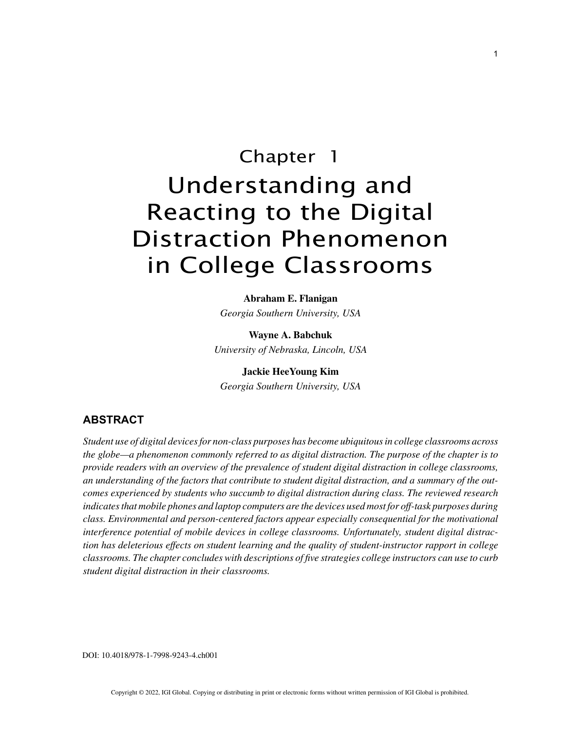# Chapter 1
# Understanding and Reacting to the Digital Distraction Phenomenon in College Classrooms

**Abraham E. Flanigan**
*Georgia Southern University, USA*

**Wayne A. Babchuk**
*University of Nebraska, Lincoln, USA*

**Jackie HeeYoung Kim**
*Georgia Southern University, USA*

## ABSTRACT

*Student use of digital devices for non-class purposes has become ubiquitous in college classrooms across the globe—a phenomenon commonly referred to as digital distraction. The purpose of the chapter is to provide readers with an overview of the prevalence of student digital distraction in college classrooms, an understanding of the factors that contribute to student digital distraction, and a summary of the outcomes experienced by students who succumb to digital distraction during class. The reviewed research indicates that mobile phones and laptop computers are the devices used most for off-task purposes during class. Environmental and person-centered factors appear especially consequential for the motivational interference potential of mobile devices in college classrooms. Unfortunately, student digital distraction has deleterious effects on student learning and the quality of student-instructor rapport in college classrooms. The chapter concludes with descriptions of five strategies college instructors can use to curb student digital distraction in their classrooms.*

DOI: 10.4018/978-1-7998-9243-4.ch001

Copyright © 2022, IGI Global. Copying or distributing in print or electronic forms without written permission of IGI Global is prohibited.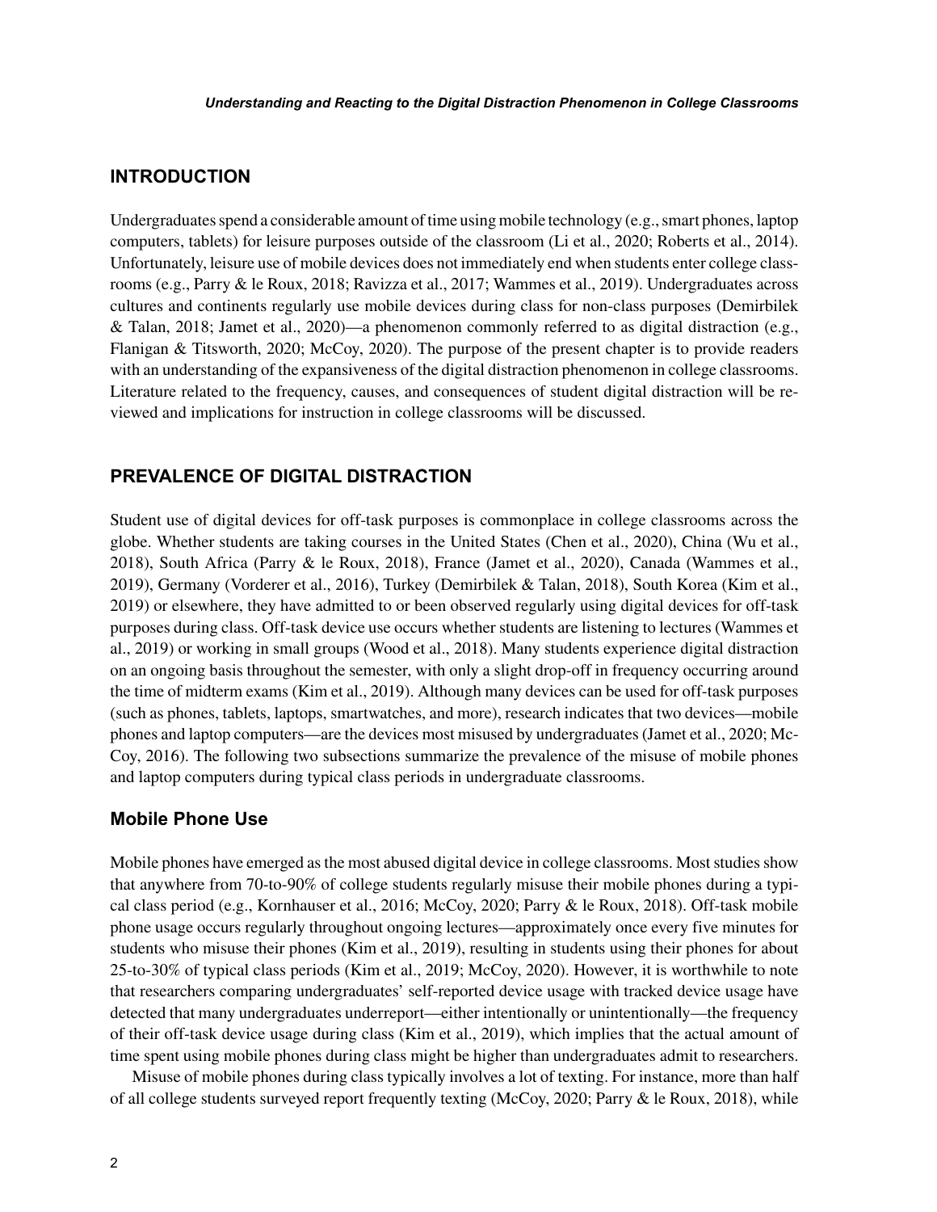## INTRODUCTION

Undergraduates spend a considerable amount of time using mobile technology (e.g., smart phones, laptop computers, tablets) for leisure purposes outside of the classroom (Li et al., 2020; Roberts et al., 2014). Unfortunately, leisure use of mobile devices does not immediately end when students enter college classrooms (e.g., Parry & le Roux, 2018; Ravizza et al., 2017; Wammes et al., 2019). Undergraduates across cultures and continents regularly use mobile devices during class for non-class purposes (Demirbilek & Talan, 2018; Jamet et al., 2020)—a phenomenon commonly referred to as digital distraction (e.g., Flanigan & Titsworth, 2020; McCoy, 2020). The purpose of the present chapter is to provide readers with an understanding of the expansiveness of the digital distraction phenomenon in college classrooms. Literature related to the frequency, causes, and consequences of student digital distraction will be reviewed and implications for instruction in college classrooms will be discussed.

## PREVALENCE OF DIGITAL DISTRACTION

Student use of digital devices for off-task purposes is commonplace in college classrooms across the globe. Whether students are taking courses in the United States (Chen et al., 2020), China (Wu et al., 2018), South Africa (Parry & le Roux, 2018), France (Jamet et al., 2020), Canada (Wammes et al., 2019), Germany (Vorderer et al., 2016), Turkey (Demirbilek & Talan, 2018), South Korea (Kim et al., 2019) or elsewhere, they have admitted to or been observed regularly using digital devices for off-task purposes during class. Off-task device use occurs whether students are listening to lectures (Wammes et al., 2019) or working in small groups (Wood et al., 2018). Many students experience digital distraction on an ongoing basis throughout the semester, with only a slight drop-off in frequency occurring around the time of midterm exams (Kim et al., 2019). Although many devices can be used for off-task purposes (such as phones, tablets, laptops, smartwatches, and more), research indicates that two devices—mobile phones and laptop computers—are the devices most misused by undergraduates (Jamet et al., 2020; McCoy, 2016). The following two subsections summarize the prevalence of the misuse of mobile phones and laptop computers during typical class periods in undergraduate classrooms.

### Mobile Phone Use

Mobile phones have emerged as the most abused digital device in college classrooms. Most studies show that anywhere from 70-to-90% of college students regularly misuse their mobile phones during a typical class period (e.g., Kornhauser et al., 2016; McCoy, 2020; Parry & le Roux, 2018). Off-task mobile phone usage occurs regularly throughout ongoing lectures—approximately once every five minutes for students who misuse their phones (Kim et al., 2019), resulting in students using their phones for about 25-to-30% of typical class periods (Kim et al., 2019; McCoy, 2020). However, it is worthwhile to note that researchers comparing undergraduates' self-reported device usage with tracked device usage have detected that many undergraduates underreport—either intentionally or unintentionally—the frequency of their off-task device usage during class (Kim et al., 2019), which implies that the actual amount of time spent using mobile phones during class might be higher than undergraduates admit to researchers.

Misuse of mobile phones during class typically involves a lot of texting. For instance, more than half of all college students surveyed report frequently texting (McCoy, 2020; Parry & le Roux, 2018), while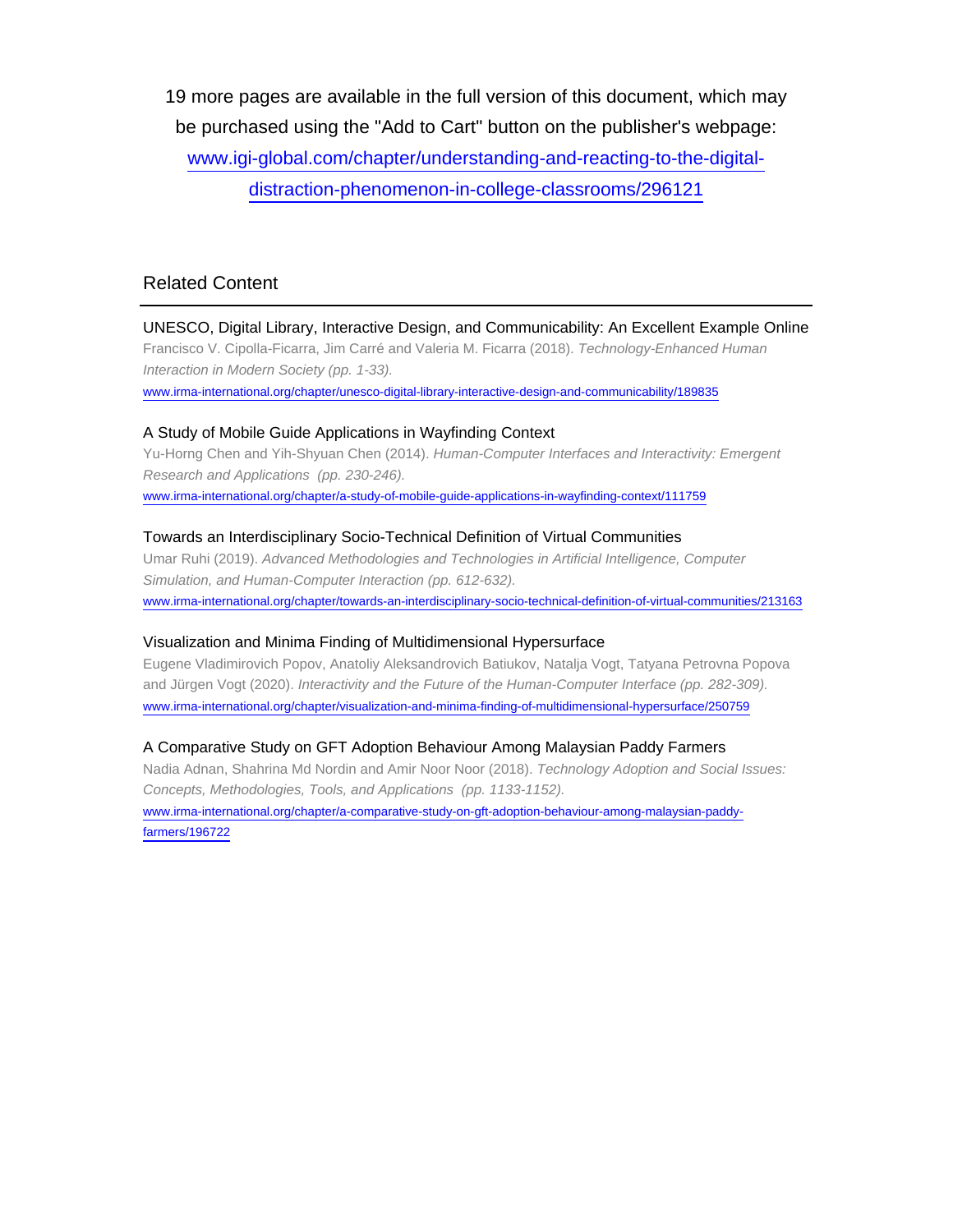19 more pages are available in the full version of this document, which may be purchased using the "Add to Cart" button on the publisher's webpage: [www.igi-global.com/chapter/understanding-and-reacting-to-the-digital-distraction-phenomenon-in-college-classrooms/296121](www.igi-global.com/chapter/understanding-and-reacting-to-the-digital-distraction-phenomenon-in-college-classrooms/296121)

## Related Content

**UNESCO, Digital Library, Interactive Design, and Communicability: An Excellent Example Online**
Francisco V. Cipolla-Ficarra, Jim Carré and Valeria M. Ficarra (2018). *Technology-Enhanced Human Interaction in Modern Society (pp. 1-33).*
[www.irma-international.org/chapter/unesco-digital-library-interactive-design-and-communicability/189835](www.irma-international.org/chapter/unesco-digital-library-interactive-design-and-communicability/189835)

**A Study of Mobile Guide Applications in Wayfinding Context**
Yu-Horng Chen and Yih-Shyuan Chen (2014). *Human-Computer Interfaces and Interactivity: Emergent Research and Applications (pp. 230-246).*
[www.irma-international.org/chapter/a-study-of-mobile-guide-applications-in-wayfinding-context/111759](www.irma-international.org/chapter/a-study-of-mobile-guide-applications-in-wayfinding-context/111759)

**Towards an Interdisciplinary Socio-Technical Definition of Virtual Communities**
Umar Ruhi (2019). *Advanced Methodologies and Technologies in Artificial Intelligence, Computer Simulation, and Human-Computer Interaction (pp. 612-632).*
[www.irma-international.org/chapter/towards-an-interdisciplinary-socio-technical-definition-of-virtual-communities/213163](www.irma-international.org/chapter/towards-an-interdisciplinary-socio-technical-definition-of-virtual-communities/213163)

**Visualization and Minima Finding of Multidimensional Hypersurface**
Eugene Vladimirovich Popov, Anatoliy Aleksandrovich Batiukov, Natalja Vogt, Tatyana Petrovna Popova and Jürgen Vogt (2020). *Interactivity and the Future of the Human-Computer Interface (pp. 282-309).*
[www.irma-international.org/chapter/visualization-and-minima-finding-of-multidimensional-hypersurface/250759](www.irma-international.org/chapter/visualization-and-minima-finding-of-multidimensional-hypersurface/250759)

**A Comparative Study on GFT Adoption Behaviour Among Malaysian Paddy Farmers**
Nadia Adnan, Shahrina Md Nordin and Amir Noor Noor (2018). *Technology Adoption and Social Issues: Concepts, Methodologies, Tools, and Applications (pp. 1133-1152).*
[www.irma-international.org/chapter/a-comparative-study-on-gft-adoption-behaviour-among-malaysian-paddy-farmers/196722](www.irma-international.org/chapter/a-comparative-study-on-gft-adoption-behaviour-among-malaysian-paddy-farmers/196722)